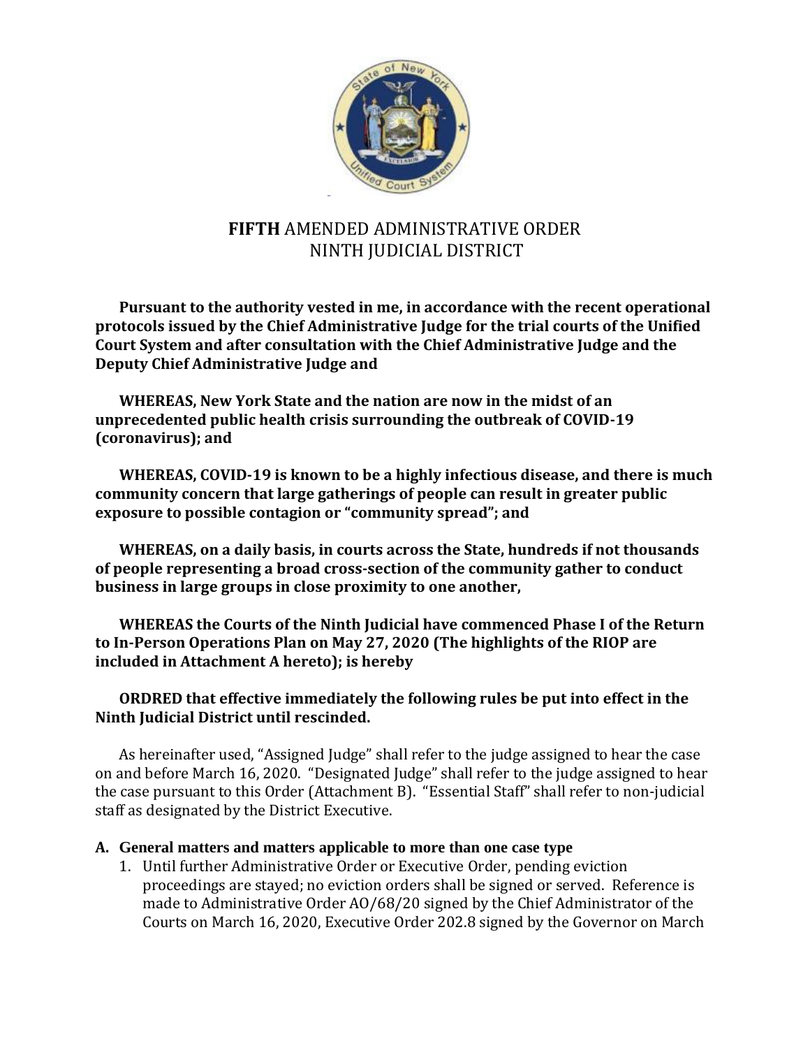# **FIFTH** AMENDED ADMINISTRATIVE ORDER
## NINTH JUDICIAL DISTRICT

**Pursuant to the authority vested in me, in accordance with the recent operational protocols issued by the Chief Administrative Judge for the trial courts of the Unified Court System and after consultation with the Chief Administrative Judge and the Deputy Chief Administrative Judge and**

**WHEREAS, New York State and the nation are now in the midst of an unprecedented public health crisis surrounding the outbreak of COVID-19 (coronavirus); and**

**WHEREAS, COVID-19 is known to be a highly infectious disease, and there is much community concern that large gatherings of people can result in greater public exposure to possible contagion or "community spread"; and**

**WHEREAS, on a daily basis, in courts across the State, hundreds if not thousands of people representing a broad cross-section of the community gather to conduct business in large groups in close proximity to one another,**

**WHEREAS the Courts of the Ninth Judicial have commenced Phase I of the Return to In-Person Operations Plan on May 27, 2020 (The highlights of the RIOP are included in Attachment A hereto); is hereby**

**ORDRED that effective immediately the following rules be put into effect in the Ninth Judicial District until rescinded.**

As hereinafter used, "Assigned Judge" shall refer to the judge assigned to hear the case on and before March 16, 2020. "Designated Judge" shall refer to the judge assigned to hear the case pursuant to this Order (Attachment B). "Essential Staff" shall refer to non-judicial staff as designated by the District Executive.

### A. General matters and matters applicable to more than one case type

1. Until further Administrative Order or Executive Order, pending eviction proceedings are stayed; no eviction orders shall be signed or served. Reference is made to Administrative Order AO/68/20 signed by the Chief Administrator of the Courts on March 16, 2020, Executive Order 202.8 signed by the Governor on March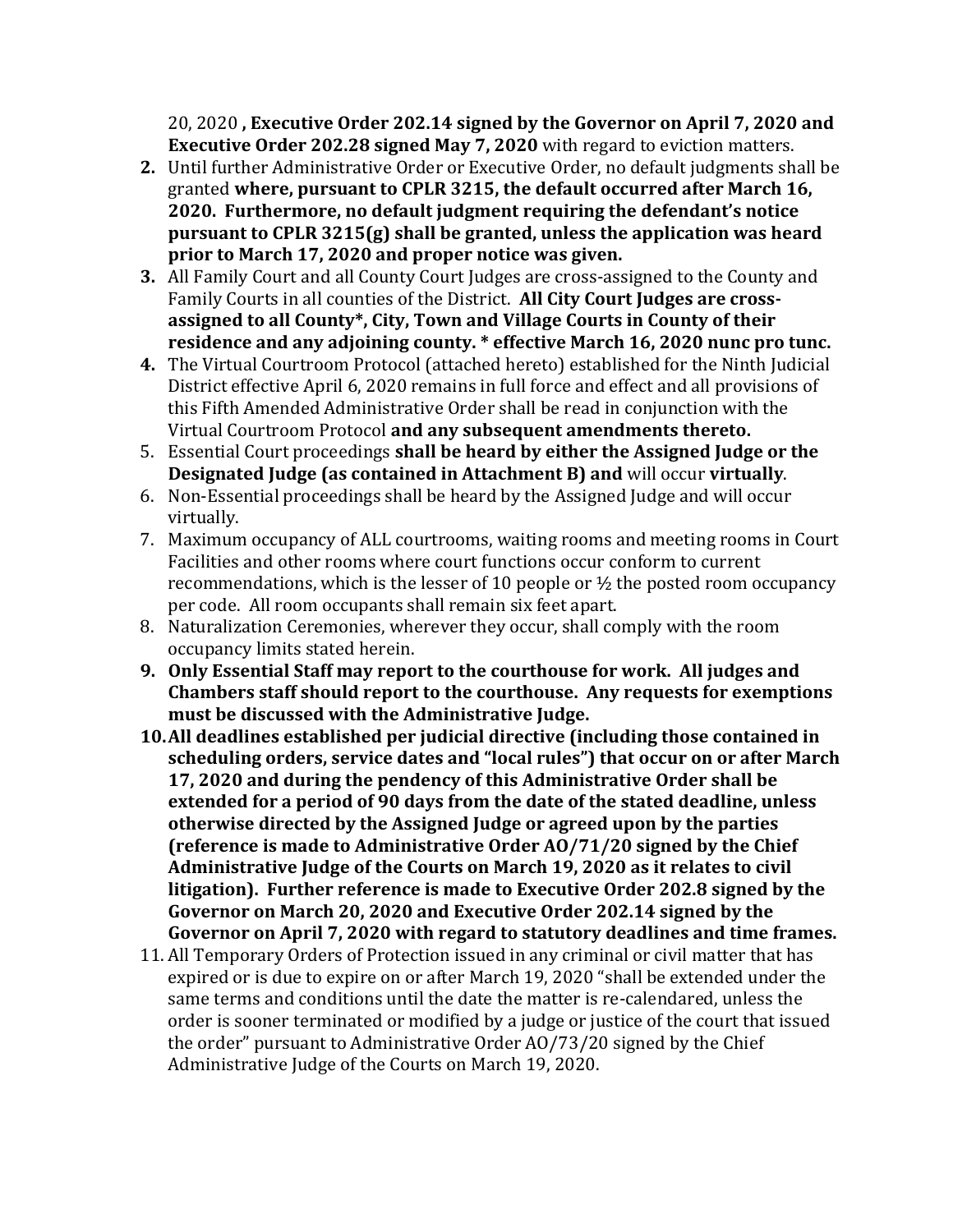20, 2020 **, Executive Order 202.14 signed by the Governor on April 7, 2020 and Executive Order 202.28 signed May 7, 2020** with regard to eviction matters.

2. Until further Administrative Order or Executive Order, no default judgments shall be granted **where, pursuant to CPLR 3215, the default occurred after March 16, 2020. Furthermore, no default judgment requiring the defendant's notice pursuant to CPLR 3215(g) shall be granted, unless the application was heard prior to March 17, 2020 and proper notice was given.**
3. All Family Court and all County Court Judges are cross-assigned to the County and Family Courts in all counties of the District. **All City Court Judges are cross-assigned to all County*, City, Town and Village Courts in County of their residence and any adjoining county. * effective March 16, 2020 nunc pro tunc.**
4. The Virtual Courtroom Protocol (attached hereto) established for the Ninth Judicial District effective April 6, 2020 remains in full force and effect and all provisions of this Fifth Amended Administrative Order shall be read in conjunction with the Virtual Courtroom Protocol **and any subsequent amendments thereto.**
5. Essential Court proceedings **shall be heard by either the Assigned Judge or the Designated Judge (as contained in Attachment B) and** will occur **virtually**.
6. Non-Essential proceedings shall be heard by the Assigned Judge and will occur virtually.
7. Maximum occupancy of ALL courtrooms, waiting rooms and meeting rooms in Court Facilities and other rooms where court functions occur conform to current recommendations, which is the lesser of 10 people or ½ the posted room occupancy per code. All room occupants shall remain six feet apart.
8. Naturalization Ceremonies, wherever they occur, shall comply with the room occupancy limits stated herein.
9. **Only Essential Staff may report to the courthouse for work. All judges and Chambers staff should report to the courthouse. Any requests for exemptions must be discussed with the Administrative Judge.**
10. **All deadlines established per judicial directive (including those contained in scheduling orders, service dates and "local rules") that occur on or after March 17, 2020 and during the pendency of this Administrative Order shall be extended for a period of 90 days from the date of the stated deadline, unless otherwise directed by the Assigned Judge or agreed upon by the parties (reference is made to Administrative Order AO/71/20 signed by the Chief Administrative Judge of the Courts on March 19, 2020 as it relates to civil litigation). Further reference is made to Executive Order 202.8 signed by the Governor on March 20, 2020 and Executive Order 202.14 signed by the Governor on April 7, 2020 with regard to statutory deadlines and time frames.**
11. All Temporary Orders of Protection issued in any criminal or civil matter that has expired or is due to expire on or after March 19, 2020 "shall be extended under the same terms and conditions until the date the matter is re-calendared, unless the order is sooner terminated or modified by a judge or justice of the court that issued the order" pursuant to Administrative Order AO/73/20 signed by the Chief Administrative Judge of the Courts on March 19, 2020.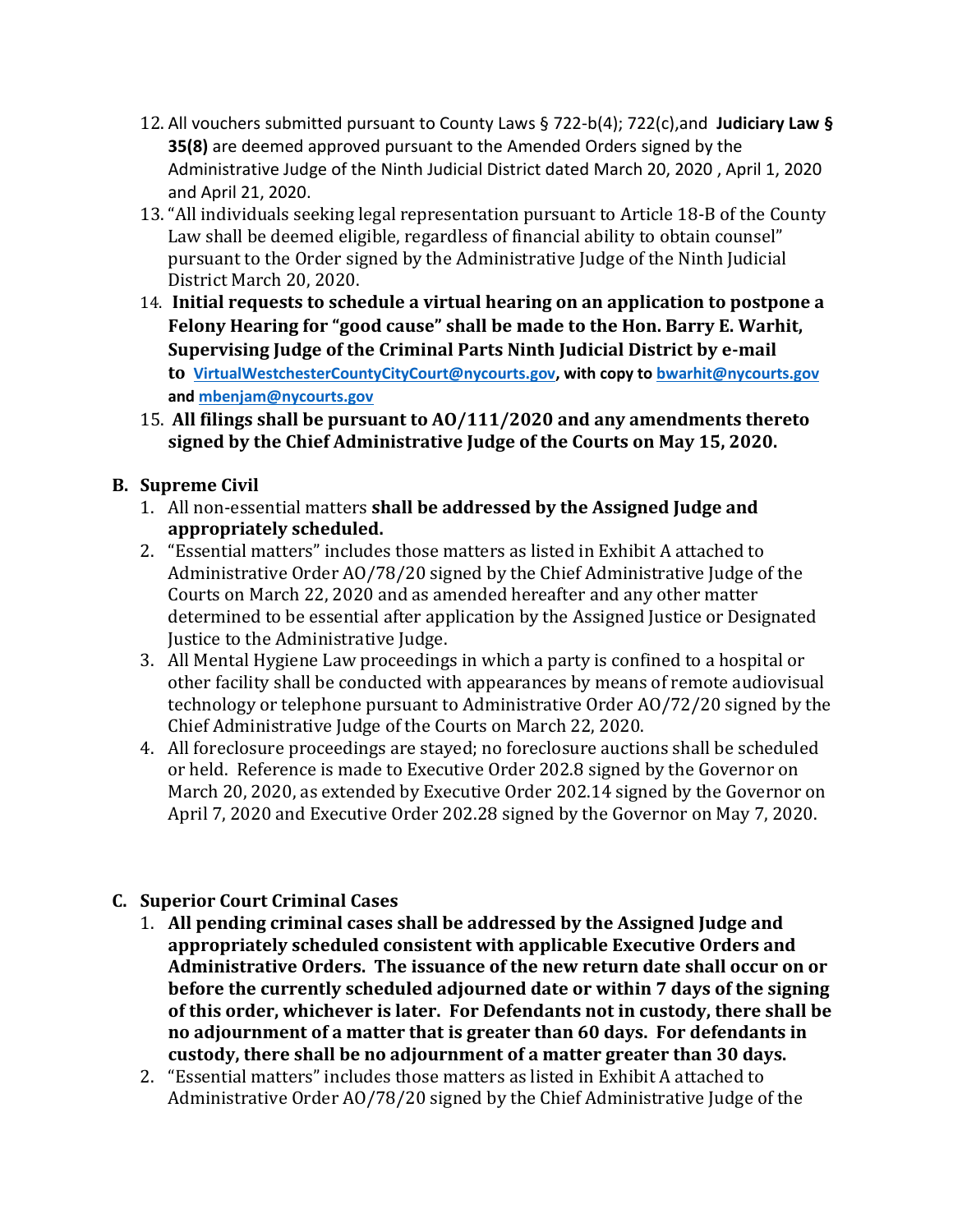12. All vouchers submitted pursuant to County Laws § 722-b(4); 722(c),and **Judiciary Law § 35(8)** are deemed approved pursuant to the Amended Orders signed by the Administrative Judge of the Ninth Judicial District dated March 20, 2020 , April 1, 2020 and April 21, 2020.
13. "All individuals seeking legal representation pursuant to Article 18-B of the County Law shall be deemed eligible, regardless of financial ability to obtain counsel" pursuant to the Order signed by the Administrative Judge of the Ninth Judicial District March 20, 2020.
14. **Initial requests to schedule a virtual hearing on an application to postpone a Felony Hearing for "good cause" shall be made to the Hon. Barry E. Warhit, Supervising Judge of the Criminal Parts Ninth Judicial District by e-mail to VirtualWestchesterCountyCityCourt@nycourts.gov, with copy to bwarhit@nycourts.gov and mbenjam@nycourts.gov**
15. **All filings shall be pursuant to AO/111/2020 and any amendments thereto signed by the Chief Administrative Judge of the Courts on May 15, 2020.**

## B. Supreme Civil

1. All non-essential matters **shall be addressed by the Assigned Judge and appropriately scheduled.**
2. "Essential matters" includes those matters as listed in Exhibit A attached to Administrative Order AO/78/20 signed by the Chief Administrative Judge of the Courts on March 22, 2020 and as amended hereafter and any other matter determined to be essential after application by the Assigned Justice or Designated Justice to the Administrative Judge.
3. All Mental Hygiene Law proceedings in which a party is confined to a hospital or other facility shall be conducted with appearances by means of remote audiovisual technology or telephone pursuant to Administrative Order AO/72/20 signed by the Chief Administrative Judge of the Courts on March 22, 2020.
4. All foreclosure proceedings are stayed; no foreclosure auctions shall be scheduled or held. Reference is made to Executive Order 202.8 signed by the Governor on March 20, 2020, as extended by Executive Order 202.14 signed by the Governor on April 7, 2020 and Executive Order 202.28 signed by the Governor on May 7, 2020.

## C. Superior Court Criminal Cases

1. **All pending criminal cases shall be addressed by the Assigned Judge and appropriately scheduled consistent with applicable Executive Orders and Administrative Orders. The issuance of the new return date shall occur on or before the currently scheduled adjourned date or within 7 days of the signing of this order, whichever is later. For Defendants not in custody, there shall be no adjournment of a matter that is greater than 60 days. For defendants in custody, there shall be no adjournment of a matter greater than 30 days.**
2. "Essential matters" includes those matters as listed in Exhibit A attached to Administrative Order AO/78/20 signed by the Chief Administrative Judge of the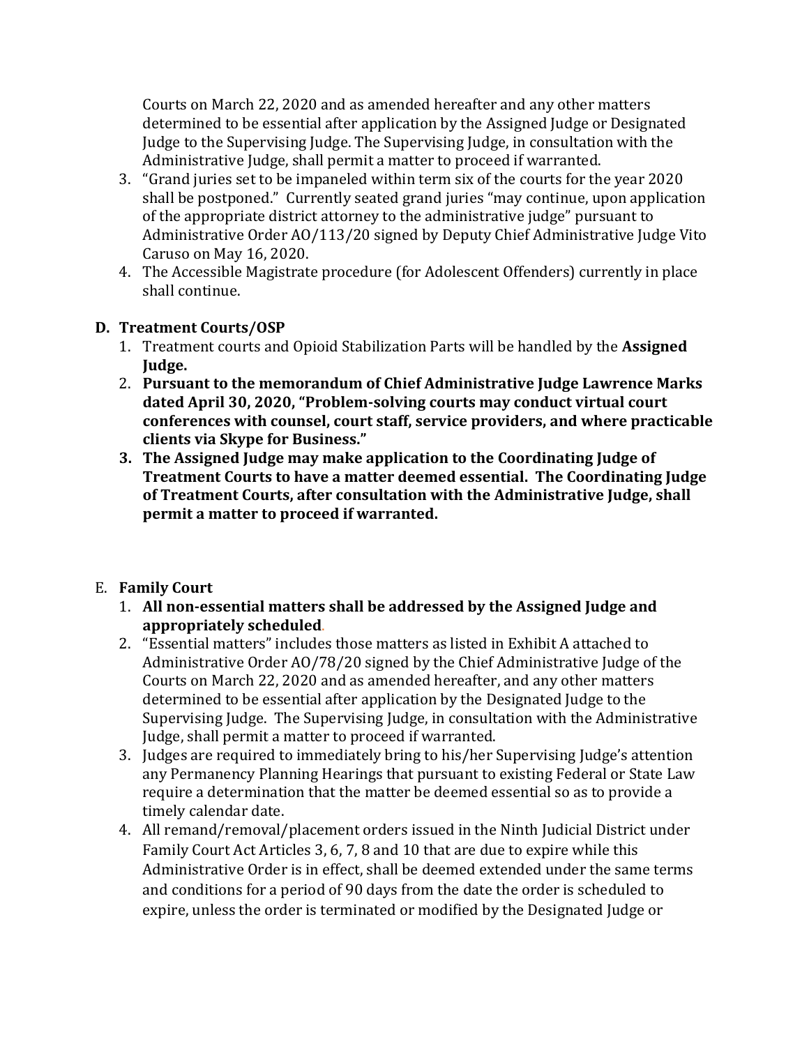Courts on March 22, 2020 and as amended hereafter and any other matters determined to be essential after application by the Assigned Judge or Designated Judge to the Supervising Judge. The Supervising Judge, in consultation with the Administrative Judge, shall permit a matter to proceed if warranted.

3. "Grand juries set to be impaneled within term six of the courts for the year 2020 shall be postponed." Currently seated grand juries "may continue, upon application of the appropriate district attorney to the administrative judge" pursuant to Administrative Order AO/113/20 signed by Deputy Chief Administrative Judge Vito Caruso on May 16, 2020.
4. The Accessible Magistrate procedure (for Adolescent Offenders) currently in place shall continue.

**D. Treatment Courts/OSP**

1. Treatment courts and Opioid Stabilization Parts will be handled by the **Assigned Judge.**
2. **Pursuant to the memorandum of Chief Administrative Judge Lawrence Marks dated April 30, 2020, "Problem-solving courts may conduct virtual court conferences with counsel, court staff, service providers, and where practicable clients via Skype for Business."**
3. **The Assigned Judge may make application to the Coordinating Judge of Treatment Courts to have a matter deemed essential. The Coordinating Judge of Treatment Courts, after consultation with the Administrative Judge, shall permit a matter to proceed if warranted.**

E. **Family Court**

1. **All non-essential matters shall be addressed by the Assigned Judge and appropriately scheduled.**
2. "Essential matters" includes those matters as listed in Exhibit A attached to Administrative Order AO/78/20 signed by the Chief Administrative Judge of the Courts on March 22, 2020 and as amended hereafter, and any other matters determined to be essential after application by the Designated Judge to the Supervising Judge. The Supervising Judge, in consultation with the Administrative Judge, shall permit a matter to proceed if warranted.
3. Judges are required to immediately bring to his/her Supervising Judge's attention any Permanency Planning Hearings that pursuant to existing Federal or State Law require a determination that the matter be deemed essential so as to provide a timely calendar date.
4. All remand/removal/placement orders issued in the Ninth Judicial District under Family Court Act Articles 3, 6, 7, 8 and 10 that are due to expire while this Administrative Order is in effect, shall be deemed extended under the same terms and conditions for a period of 90 days from the date the order is scheduled to expire, unless the order is terminated or modified by the Designated Judge or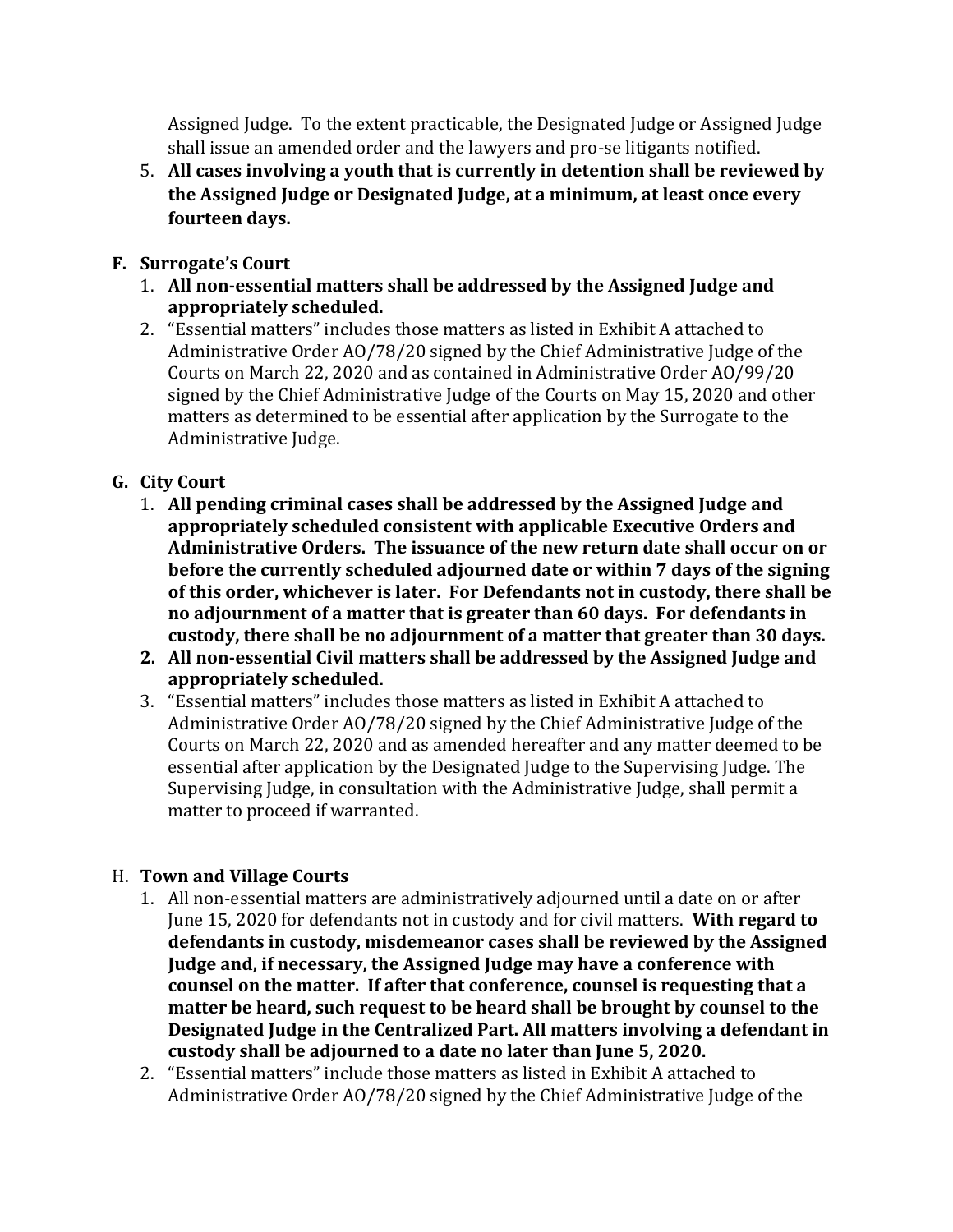Assigned Judge. To the extent practicable, the Designated Judge or Assigned Judge shall issue an amended order and the lawyers and pro-se litigants notified.

5. **All cases involving a youth that is currently in detention shall be reviewed by the Assigned Judge or Designated Judge, at a minimum, at least once every fourteen days.**

**F. Surrogate's Court**

1. **All non-essential matters shall be addressed by the Assigned Judge and appropriately scheduled.**
2. "Essential matters" includes those matters as listed in Exhibit A attached to Administrative Order AO/78/20 signed by the Chief Administrative Judge of the Courts on March 22, 2020 and as contained in Administrative Order AO/99/20 signed by the Chief Administrative Judge of the Courts on May 15, 2020 and other matters as determined to be essential after application by the Surrogate to the Administrative Judge.

**G. City Court**

1. **All pending criminal cases shall be addressed by the Assigned Judge and appropriately scheduled consistent with applicable Executive Orders and Administrative Orders. The issuance of the new return date shall occur on or before the currently scheduled adjourned date or within 7 days of the signing of this order, whichever is later. For Defendants not in custody, there shall be no adjournment of a matter that is greater than 60 days. For defendants in custody, there shall be no adjournment of a matter that greater than 30 days.**
2. **All non-essential Civil matters shall be addressed by the Assigned Judge and appropriately scheduled.**
3. "Essential matters" includes those matters as listed in Exhibit A attached to Administrative Order AO/78/20 signed by the Chief Administrative Judge of the Courts on March 22, 2020 and as amended hereafter and any matter deemed to be essential after application by the Designated Judge to the Supervising Judge. The Supervising Judge, in consultation with the Administrative Judge, shall permit a matter to proceed if warranted.

H. **Town and Village Courts**

1. All non-essential matters are administratively adjourned until a date on or after June 15, 2020 for defendants not in custody and for civil matters. **With regard to defendants in custody, misdemeanor cases shall be reviewed by the Assigned Judge and, if necessary, the Assigned Judge may have a conference with counsel on the matter. If after that conference, counsel is requesting that a matter be heard, such request to be heard shall be brought by counsel to the Designated Judge in the Centralized Part. All matters involving a defendant in custody shall be adjourned to a date no later than June 5, 2020.**
2. "Essential matters" include those matters as listed in Exhibit A attached to Administrative Order AO/78/20 signed by the Chief Administrative Judge of the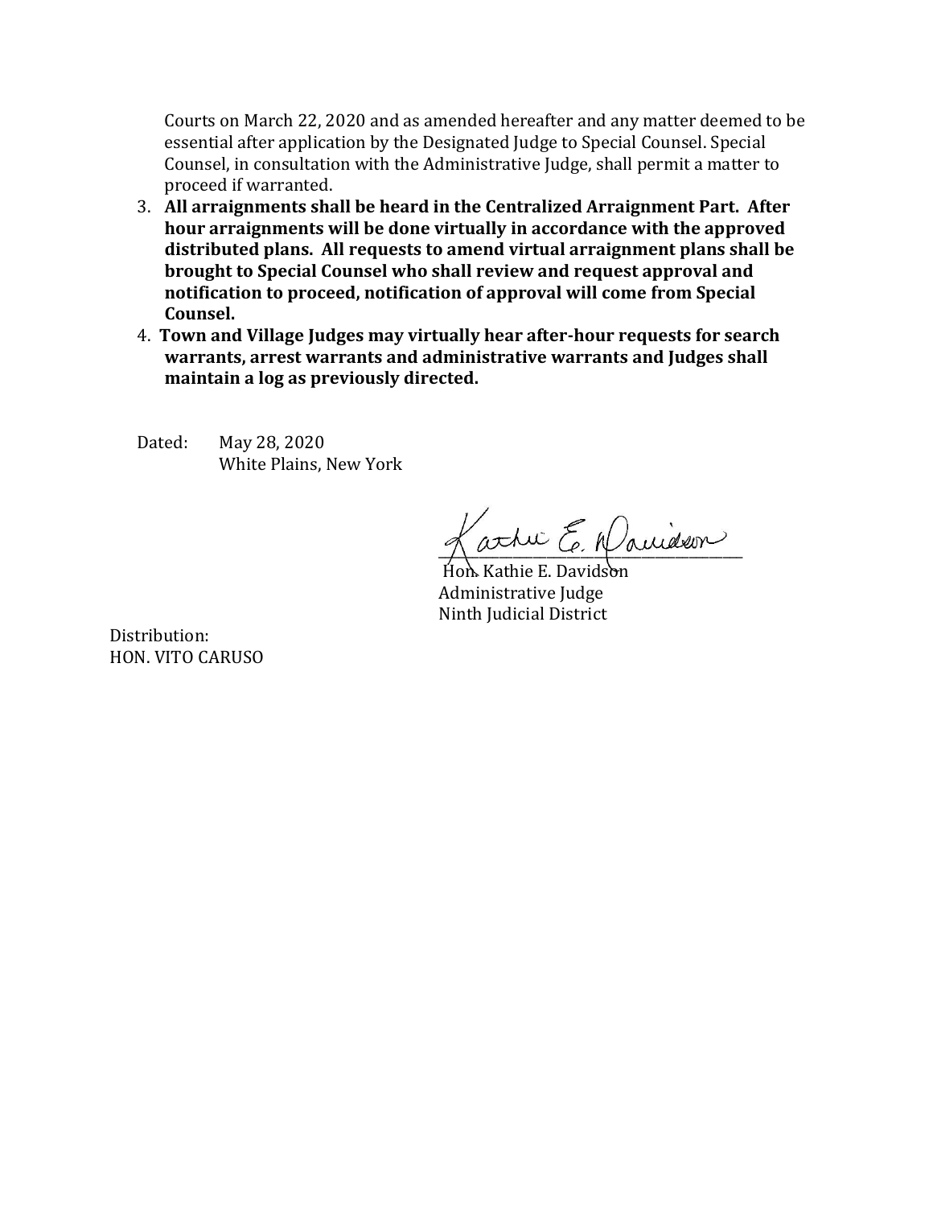Courts on March 22, 2020 and as amended hereafter and any matter deemed to be essential after application by the Designated Judge to Special Counsel. Special Counsel, in consultation with the Administrative Judge, shall permit a matter to proceed if warranted.

3. **All arraignments shall be heard in the Centralized Arraignment Part. After hour arraignments will be done virtually in accordance with the approved distributed plans. All requests to amend virtual arraignment plans shall be brought to Special Counsel who shall review and request approval and notification to proceed, notification of approval will come from Special Counsel.**
4. **Town and Village Judges may virtually hear after-hour requests for search warrants, arrest warrants and administrative warrants and Judges shall maintain a log as previously directed.**

Dated: May 28, 2020
White Plains, New York

Kathie E. Davidson

Hon. Kathie E. Davidson
Administrative Judge
Ninth Judicial District

Distribution:
HON. VITO CARUSO